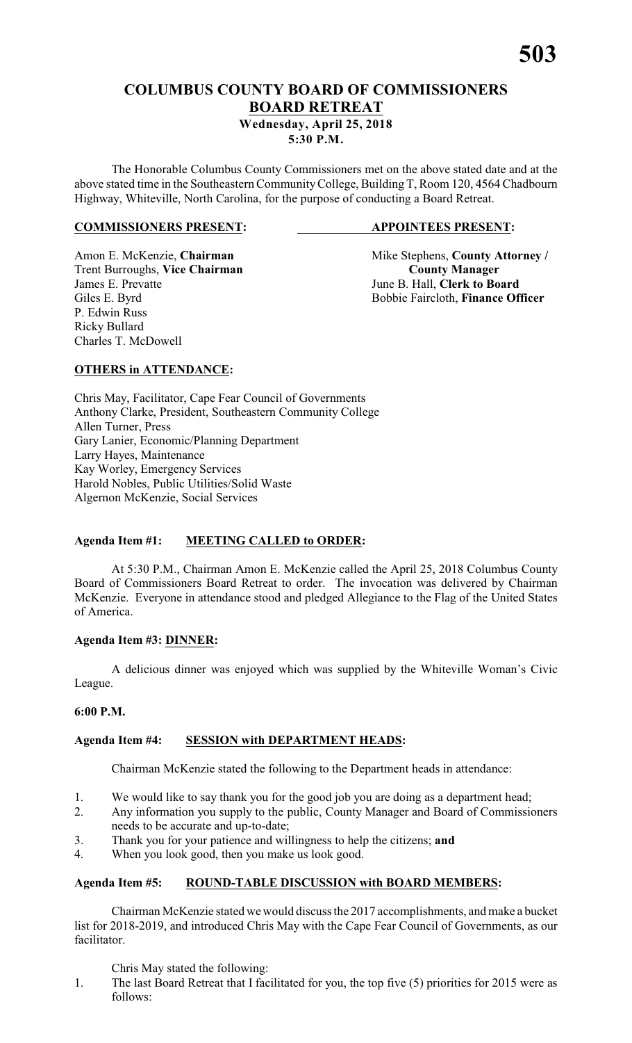# COLUMBUS COUNTY BOARD OF COMMISSIONERS
## BOARD RETREAT
### Wednesday, April 25, 2018
### 5:30 P.M.

The Honorable Columbus County Commissioners met on the above stated date and at the above stated time in the Southeastern Community College, Building T, Room 120, 4564 Chadbourn Highway, Whiteville, North Carolina, for the purpose of conducting a Board Retreat.

| **COMMISSIONERS PRESENT:** | **APPOINTEES PRESENT:** |
|---|---|
| Amon E. McKenzie, **Chairman** | Mike Stephens, **County Attorney / County Manager** |
| Trent Burroughs, **Vice Chairman** | |
| James E. Prevatte | June B. Hall, **Clerk to Board** |
| Giles E. Byrd | Bobbie Faircloth, **Finance Officer** |
| P. Edwin Russ | |
| Ricky Bullard | |
| Charles T. McDowell | |

**OTHERS in ATTENDANCE:**

Chris May, Facilitator, Cape Fear Council of Governments
Anthony Clarke, President, Southeastern Community College
Allen Turner, Press
Gary Lanier, Economic/Planning Department
Larry Hayes, Maintenance
Kay Worley, Emergency Services
Harold Nobles, Public Utilities/Solid Waste
Algernon McKenzie, Social Services

**Agenda Item #1: MEETING CALLED to ORDER:**

At 5:30 P.M., Chairman Amon E. McKenzie called the April 25, 2018 Columbus County Board of Commissioners Board Retreat to order. The invocation was delivered by Chairman McKenzie. Everyone in attendance stood and pledged Allegiance to the Flag of the United States of America.

**Agenda Item #3: DINNER:**

A delicious dinner was enjoyed which was supplied by the Whiteville Woman's Civic League.

**6:00 P.M.**

**Agenda Item #4: SESSION with DEPARTMENT HEADS:**

Chairman McKenzie stated the following to the Department heads in attendance:

1. We would like to say thank you for the good job you are doing as a department head;
2. Any information you supply to the public, County Manager and Board of Commissioners needs to be accurate and up-to-date;
3. Thank you for your patience and willingness to help the citizens; **and**
4. When you look good, then you make us look good.

**Agenda Item #5: ROUND-TABLE DISCUSSION with BOARD MEMBERS:**

Chairman McKenzie stated we would discuss the 2017 accomplishments, and make a bucket list for 2018-2019, and introduced Chris May with the Cape Fear Council of Governments, as our facilitator.

Chris May stated the following:

1. The last Board Retreat that I facilitated for you, the top five (5) priorities for 2015 were as follows: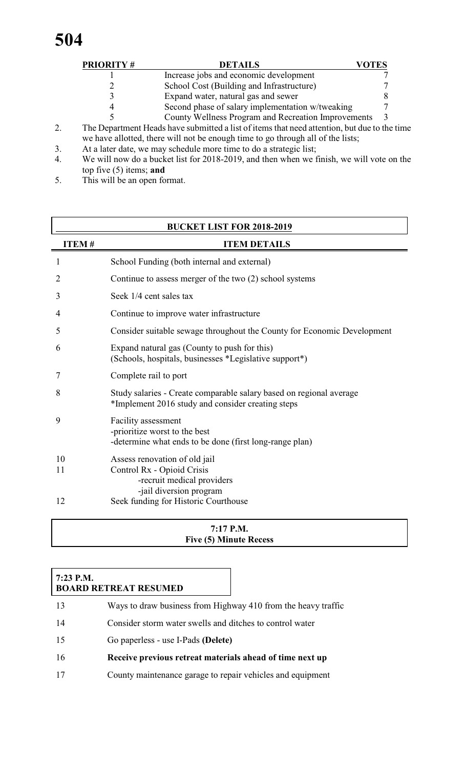| PRIORITY # | DETAILS | VOTES |
|---|---|---|
| 1 | Increase jobs and economic development | 7 |
| 2 | School Cost (Building and Infrastructure) | 7 |
| 3 | Expand water, natural gas and sewer | 8 |
| 4 | Second phase of salary implementation w/tweaking | 7 |
| 5 | County Wellness Program and Recreation Improvements | 3 |

2. The Department Heads have submitted a list of items that need attention, but due to the time we have allotted, there will not be enough time to go through all of the lists;
3. At a later date, we may schedule more time to do a strategic list;
4. We will now do a bucket list for 2018-2019, and then when we finish, we will vote on the top five (5) items; **and**
5. This will be an open format.

| BUCKET LIST FOR 2018-2019 | |
|---|---|
| **ITEM #** | **ITEM DETAILS** |
| 1 | School Funding (both internal and external) |
| 2 | Continue to assess merger of the two (2) school systems |
| 3 | Seek 1/4 cent sales tax |
| 4 | Continue to improve water infrastructure |
| 5 | Consider suitable sewage throughout the County for Economic Development |
| 6 | Expand natural gas (County to push for this)<br>(Schools, hospitals, businesses *Legislative support*) |
| 7 | Complete rail to port |
| 8 | Study salaries - Create comparable salary based on regional average<br>*Implement 2016 study and consider creating steps |
| 9 | Facility assessment<br>-prioritize worst to the best<br>-determine what ends to be done (first long-range plan) |
| 10 | Assess renovation of old jail |
| 11 | Control Rx - Opioid Crisis<br>-recruit medical providers<br>-jail diversion program |
| 12 | Seek funding for Historic Courthouse |

**7:17 P.M.**
**Five (5) Minute Recess**

**7:23 P.M.**
**BOARD RETREAT RESUMED**

| | |
|---|---|
| 13 | Ways to draw business from Highway 410 from the heavy traffic |
| 14 | Consider storm water swells and ditches to control water |
| 15 | Go paperless - use I-Pads **(Delete)** |
| 16 | **Receive previous retreat materials ahead of time next up** |
| 17 | County maintenance garage to repair vehicles and equipment |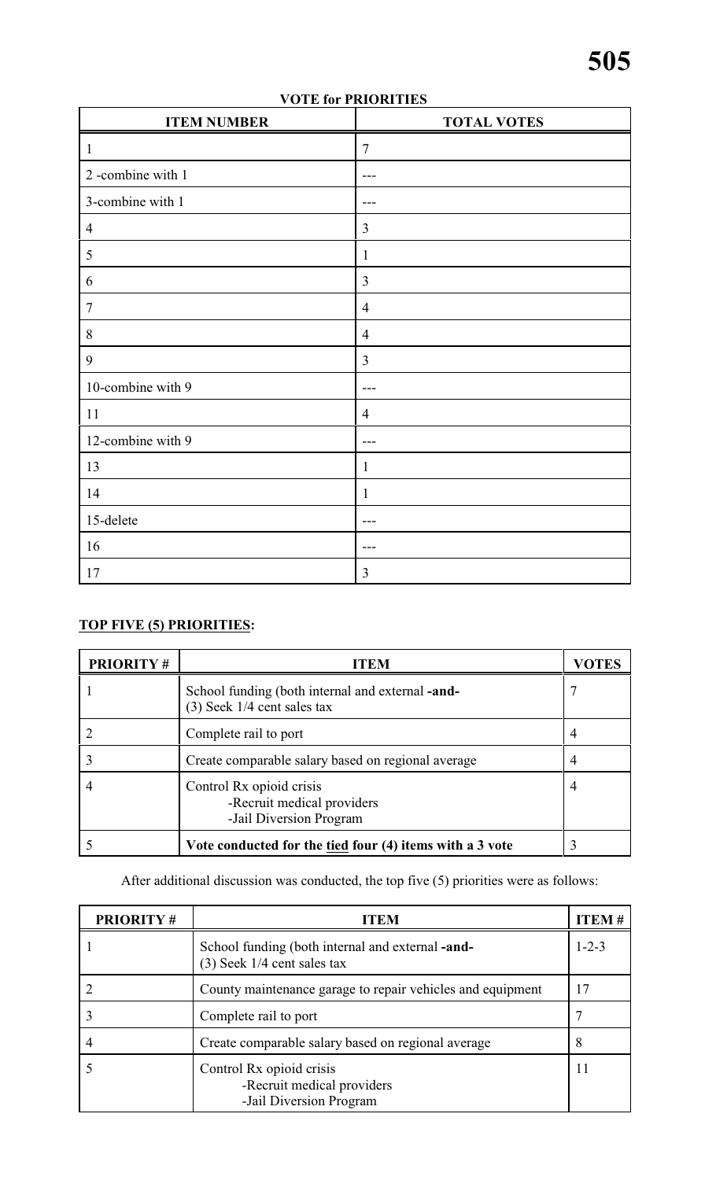**VOTE for PRIORITIES**

| ITEM NUMBER | TOTAL VOTES |
|---|---|
| 1 | 7 |
| 2 -combine with 1 | --- |
| 3-combine with 1 | --- |
| 4 | 3 |
| 5 | 1 |
| 6 | 3 |
| 7 | 4 |
| 8 | 4 |
| 9 | 3 |
| 10-combine with 9 | --- |
| 11 | 4 |
| 12-combine with 9 | --- |
| 13 | 1 |
| 14 | 1 |
| 15-delete | --- |
| 16 | --- |
| 17 | 3 |

**TOP FIVE (5) PRIORITIES:**

| PRIORITY # | ITEM | VOTES |
|---|---|---|
| 1 | School funding (both internal and external **-and-** (3) Seek 1/4 cent sales tax | 7 |
| 2 | Complete rail to port | 4 |
| 3 | Create comparable salary based on regional average | 4 |
| 4 | Control Rx opioid crisis<br>-Recruit medical providers<br>-Jail Diversion Program | 4 |
| 5 | **Vote conducted for the tied four (4) items with a 3 vote** | 3 |

After additional discussion was conducted, the top five (5) priorities were as follows:

| PRIORITY # | ITEM | ITEM # |
|---|---|---|
| 1 | School funding (both internal and external **-and-** (3) Seek 1/4 cent sales tax | 1-2-3 |
| 2 | County maintenance garage to repair vehicles and equipment | 17 |
| 3 | Complete rail to port | 7 |
| 4 | Create comparable salary based on regional average | 8 |
| 5 | Control Rx opioid crisis<br>-Recruit medical providers<br>-Jail Diversion Program | 11 |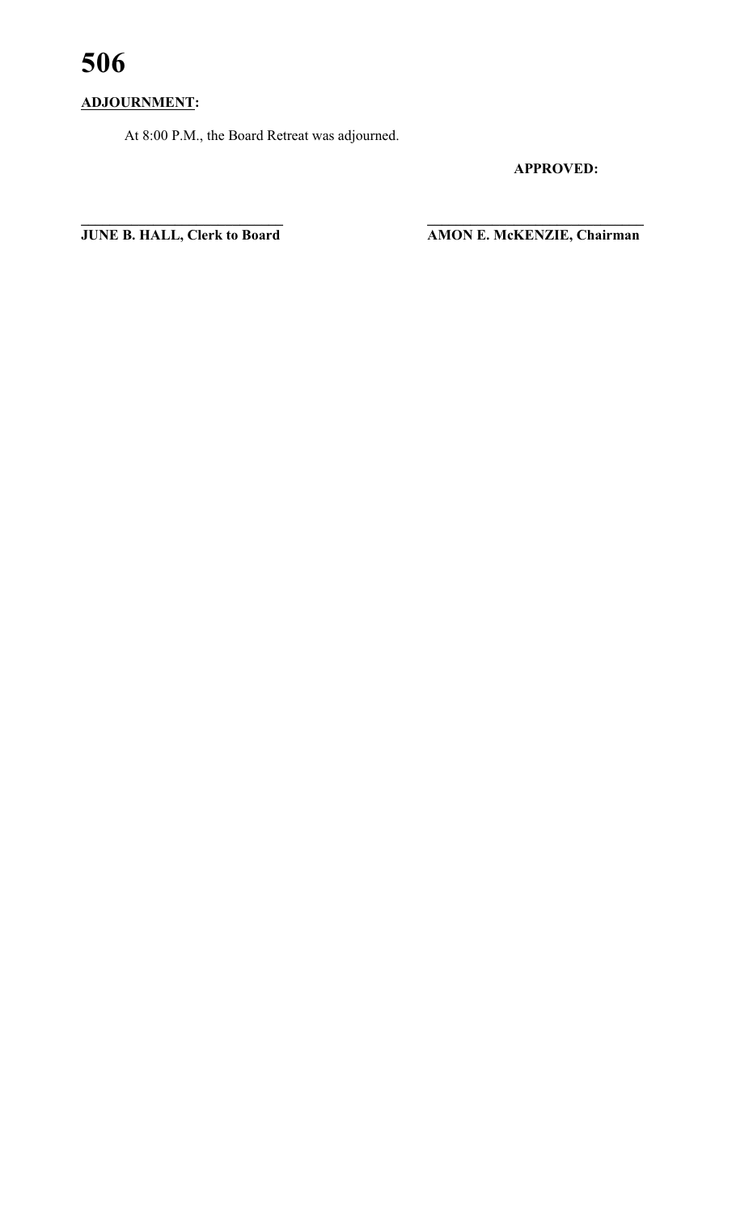**ADJOURNMENT:**

At 8:00 P.M., the Board Retreat was adjourned.

**APPROVED:**

\_\_\_\_\_\_\_\_\_\_\_\_\_\_\_\_\_\_\_\_\_\_\_\_\_\_\_\_
**JUNE B. HALL, Clerk to Board**

\_\_\_\_\_\_\_\_\_\_\_\_\_\_\_\_\_\_\_\_\_\_\_\_\_\_\_\_\_\_
**AMON E. McKENZIE, Chairman**